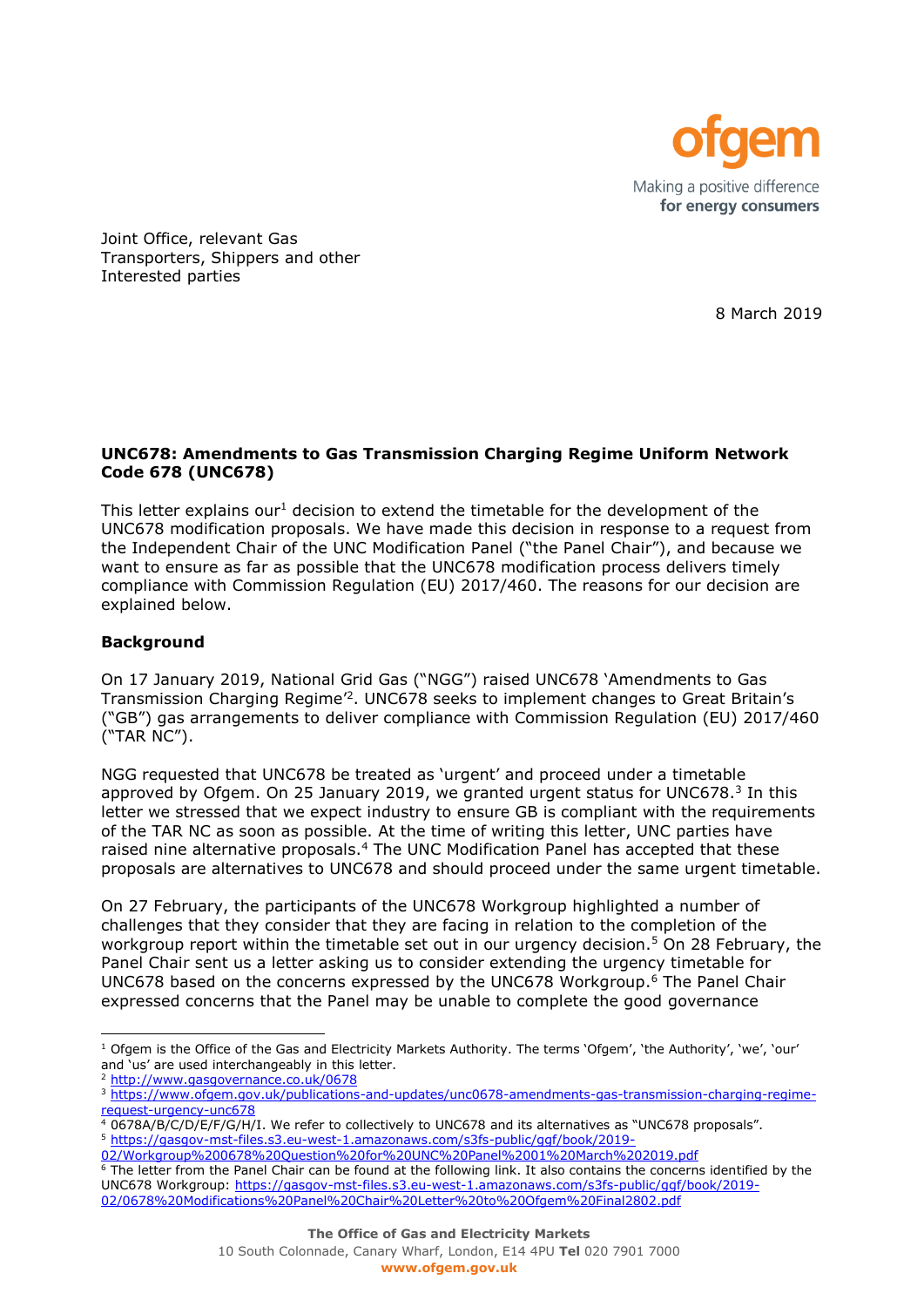Joint Office, relevant Gas Transporters, Shippers and other Interested parties

8 March 2019

**UNC678: Amendments to Gas Transmission Charging Regime Uniform Network Code 678 (UNC678)**

This letter explains our[1] decision to extend the timetable for the development of the UNC678 modification proposals. We have made this decision in response to a request from the Independent Chair of the UNC Modification Panel ("the Panel Chair"), and because we want to ensure as far as possible that the UNC678 modification process delivers timely compliance with Commission Regulation (EU) 2017/460. The reasons for our decision are explained below.

**Background**

On 17 January 2019, National Grid Gas ("NGG") raised UNC678 'Amendments to Gas Transmission Charging Regime'[2]. UNC678 seeks to implement changes to Great Britain's ("GB") gas arrangements to deliver compliance with Commission Regulation (EU) 2017/460 ("TAR NC").

NGG requested that UNC678 be treated as 'urgent' and proceed under a timetable approved by Ofgem. On 25 January 2019, we granted urgent status for UNC678.[3] In this letter we stressed that we expect industry to ensure GB is compliant with the requirements of the TAR NC as soon as possible. At the time of writing this letter, UNC parties have raised nine alternative proposals.[4] The UNC Modification Panel has accepted that these proposals are alternatives to UNC678 and should proceed under the same urgent timetable.

On 27 February, the participants of the UNC678 Workgroup highlighted a number of challenges that they consider that they are facing in relation to the completion of the workgroup report within the timetable set out in our urgency decision.[5] On 28 February, the Panel Chair sent us a letter asking us to consider extending the urgency timetable for UNC678 based on the concerns expressed by the UNC678 Workgroup.[6] The Panel Chair expressed concerns that the Panel may be unable to complete the good governance

[1] Ofgem is the Office of the Gas and Electricity Markets Authority. The terms 'Ofgem', 'the Authority', 'we', 'our' and 'us' are used interchangeably in this letter.

[2] http://www.gasgovernance.co.uk/0678

[3] https://www.ofgem.gov.uk/publications-and-updates/unc0678-amendments-gas-transmission-charging-regime-request-urgency-unc678

[4] 0678A/B/C/D/E/F/G/H/I. We refer to collectively to UNC678 and its alternatives as "UNC678 proposals".

[5] https://gasgov-mst-files.s3.eu-west-1.amazonaws.com/s3fs-public/ggf/book/2019-02/Workgroup%200678%20Question%20for%20UNC%20Panel%2001%20March%202019.pdf

[6] The letter from the Panel Chair can be found at the following link. It also contains the concerns identified by the UNC678 Workgroup: https://gasgov-mst-files.s3.eu-west-1.amazonaws.com/s3fs-public/ggf/book/2019-02/0678%20Modifications%20Panel%20Chair%20Letter%20to%20Ofgem%20Final2802.pdf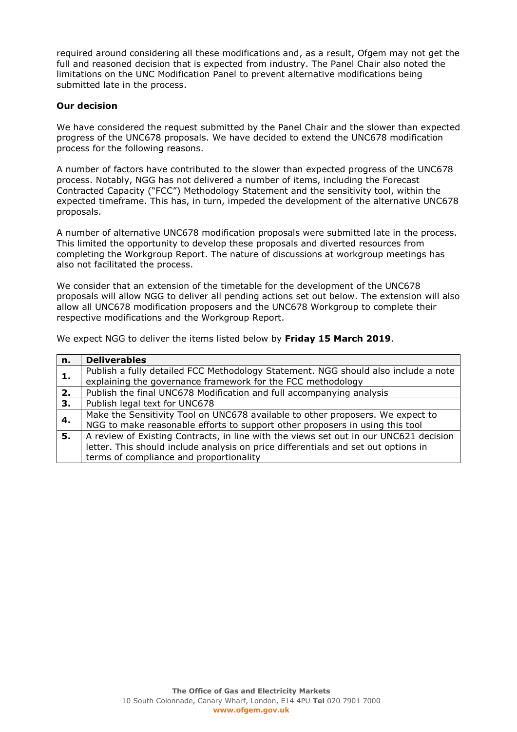required around considering all these modifications and, as a result, Ofgem may not get the full and reasoned decision that is expected from industry. The Panel Chair also noted the limitations on the UNC Modification Panel to prevent alternative modifications being submitted late in the process.

**Our decision**

We have considered the request submitted by the Panel Chair and the slower than expected progress of the UNC678 proposals. We have decided to extend the UNC678 modification process for the following reasons.

A number of factors have contributed to the slower than expected progress of the UNC678 process. Notably, NGG has not delivered a number of items, including the Forecast Contracted Capacity ("FCC") Methodology Statement and the sensitivity tool, within the expected timeframe. This has, in turn, impeded the development of the alternative UNC678 proposals.

A number of alternative UNC678 modification proposals were submitted late in the process. This limited the opportunity to develop these proposals and diverted resources from completing the Workgroup Report. The nature of discussions at workgroup meetings has also not facilitated the process.

We consider that an extension of the timetable for the development of the UNC678 proposals will allow NGG to deliver all pending actions set out below. The extension will also allow all UNC678 modification proposers and the UNC678 Workgroup to complete their respective modifications and the Workgroup Report.

We expect NGG to deliver the items listed below by **Friday 15 March 2019**.

| n. | Deliverables |
|---|---|
| 1. | Publish a fully detailed FCC Methodology Statement. NGG should also include a note explaining the governance framework for the FCC methodology |
| 2. | Publish the final UNC678 Modification and full accompanying analysis |
| 3. | Publish legal text for UNC678 |
| 4. | Make the Sensitivity Tool on UNC678 available to other proposers. We expect to NGG to make reasonable efforts to support other proposers in using this tool |
| 5. | A review of Existing Contracts, in line with the views set out in our UNC621 decision letter. This should include analysis on price differentials and set out options in terms of compliance and proportionality |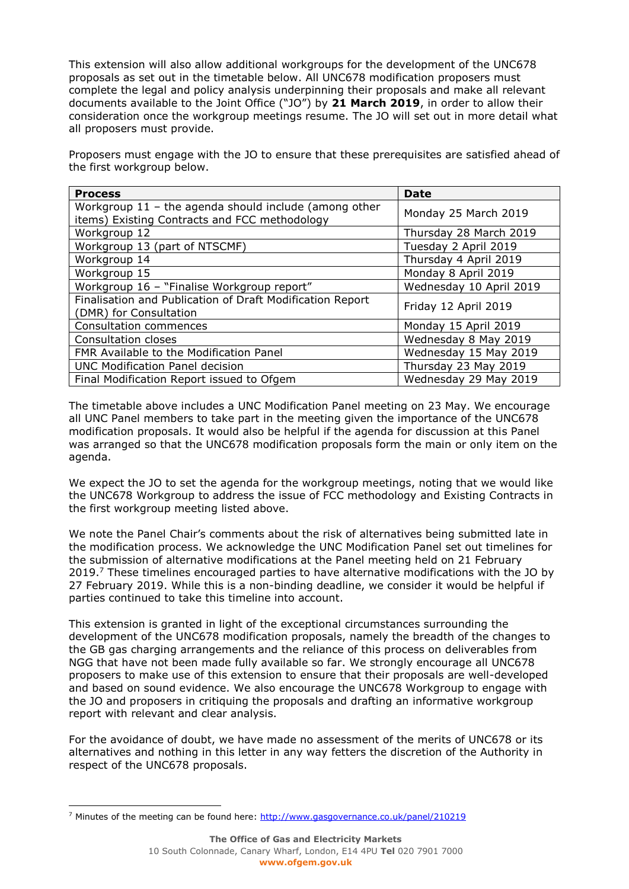This extension will also allow additional workgroups for the development of the UNC678 proposals as set out in the timetable below. All UNC678 modification proposers must complete the legal and policy analysis underpinning their proposals and make all relevant documents available to the Joint Office ("JO") by **21 March 2019**, in order to allow their consideration once the workgroup meetings resume. The JO will set out in more detail what all proposers must provide.

Proposers must engage with the JO to ensure that these prerequisites are satisfied ahead of the first workgroup below.

| **Process** | **Date** |
| --- | --- |
| Workgroup 11 – the agenda should include (among other items) Existing Contracts and FCC methodology | Monday 25 March 2019 |
| Workgroup 12 | Thursday 28 March 2019 |
| Workgroup 13 (part of NTSCMF) | Tuesday 2 April 2019 |
| Workgroup 14 | Thursday 4 April 2019 |
| Workgroup 15 | Monday 8 April 2019 |
| Workgroup 16 – "Finalise Workgroup report" | Wednesday 10 April 2019 |
| Finalisation and Publication of Draft Modification Report (DMR) for Consultation | Friday 12 April 2019 |
| Consultation commences | Monday 15 April 2019 |
| Consultation closes | Wednesday 8 May 2019 |
| FMR Available to the Modification Panel | Wednesday 15 May 2019 |
| UNC Modification Panel decision | Thursday 23 May 2019 |
| Final Modification Report issued to Ofgem | Wednesday 29 May 2019 |

The timetable above includes a UNC Modification Panel meeting on 23 May. We encourage all UNC Panel members to take part in the meeting given the importance of the UNC678 modification proposals. It would also be helpful if the agenda for discussion at this Panel was arranged so that the UNC678 modification proposals form the main or only item on the agenda.

We expect the JO to set the agenda for the workgroup meetings, noting that we would like the UNC678 Workgroup to address the issue of FCC methodology and Existing Contracts in the first workgroup meeting listed above.

We note the Panel Chair's comments about the risk of alternatives being submitted late in the modification process. We acknowledge the UNC Modification Panel set out timelines for the submission of alternative modifications at the Panel meeting held on 21 February 2019.[7] These timelines encouraged parties to have alternative modifications with the JO by 27 February 2019. While this is a non-binding deadline, we consider it would be helpful if parties continued to take this timeline into account.

This extension is granted in light of the exceptional circumstances surrounding the development of the UNC678 modification proposals, namely the breadth of the changes to the GB gas charging arrangements and the reliance of this process on deliverables from NGG that have not been made fully available so far. We strongly encourage all UNC678 proposers to make use of this extension to ensure that their proposals are well-developed and based on sound evidence. We also encourage the UNC678 Workgroup to engage with the JO and proposers in critiquing the proposals and drafting an informative workgroup report with relevant and clear analysis.

For the avoidance of doubt, we have made no assessment of the merits of UNC678 or its alternatives and nothing in this letter in any way fetters the discretion of the Authority in respect of the UNC678 proposals.

[7] Minutes of the meeting can be found here: http://www.gasgovernance.co.uk/panel/210219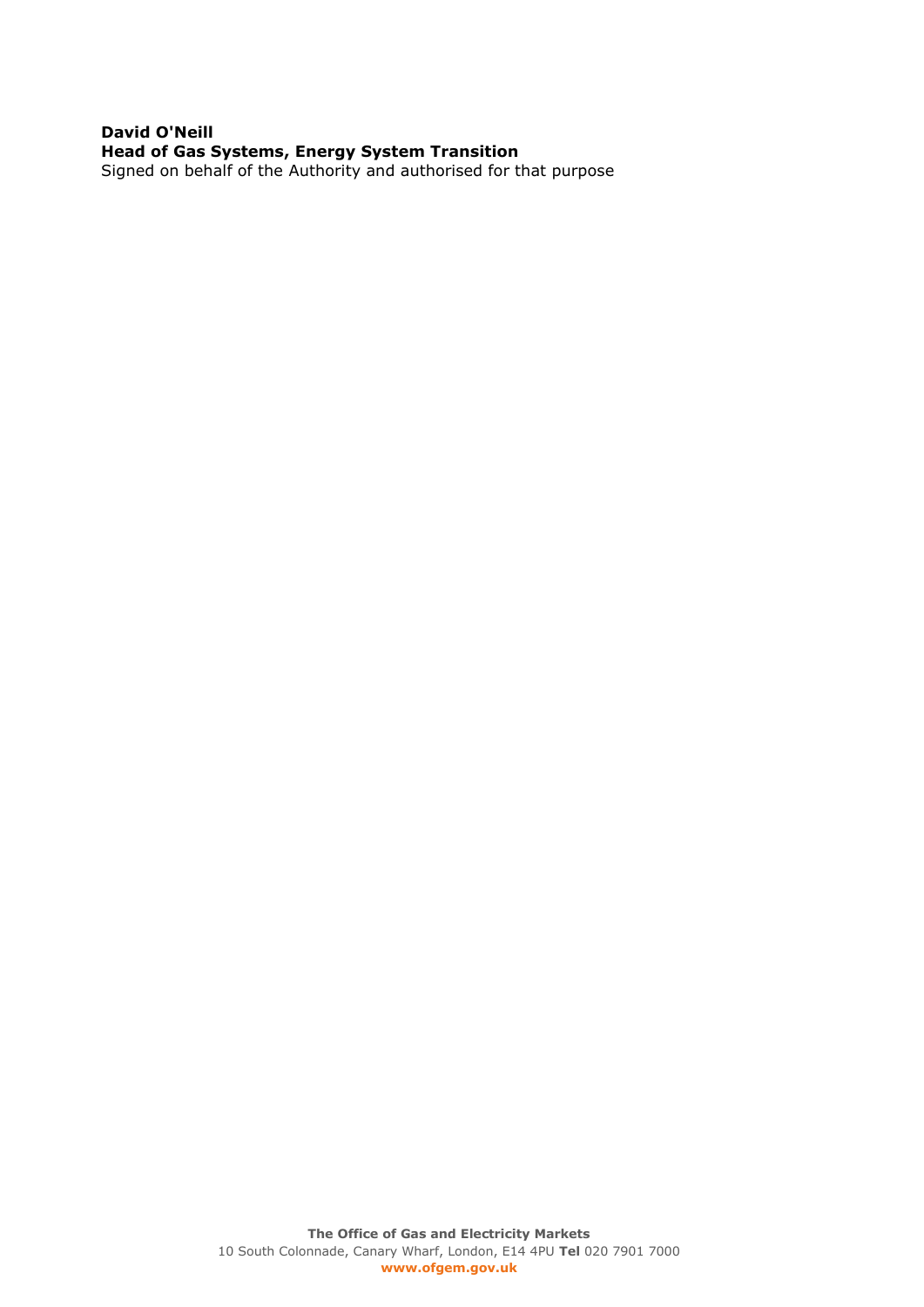**David O'Neill**
**Head of Gas Systems, Energy System Transition**
Signed on behalf of the Authority and authorised for that purpose

**The Office of Gas and Electricity Markets**
10 South Colonnade, Canary Wharf, London, E14 4PU **Tel** 020 7901 7000
**www.ofgem.gov.uk**